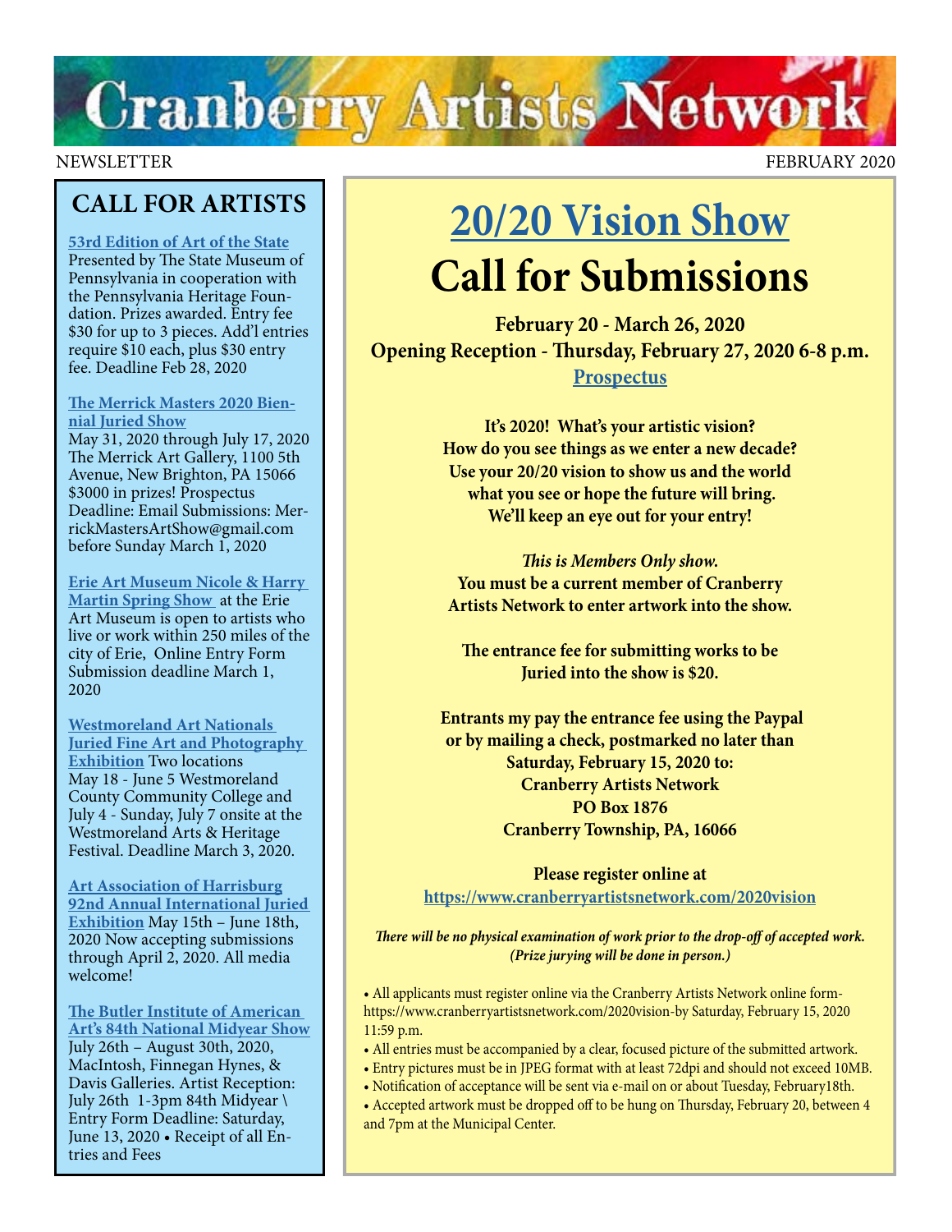# Cranberry Artists Network

NEWSLETTER FEBRUARY 2020

## CALL FOR ARTISTS

**53rd Edition of Art of the State**
Presented by The State Museum of Pennsylvania in cooperation with the Pennsylvania Heritage Foundation. Prizes awarded. Entry fee $30 for up to 3 pieces. Add'l entries require $10 each, plus $30 entry fee. Deadline Feb 28, 2020

**The Merrick Masters 2020 Biennial Juried Show**
May 31, 2020 through July 17, 2020 The Merrick Art Gallery, 1100 5th Avenue, New Brighton, PA 15066 $3000 in prizes! Prospectus Deadline: Email Submissions: MerrickMastersArtShow@gmail.com before Sunday March 1, 2020

**Erie Art Museum Nicole & Harry Martin Spring Show** at the Erie Art Museum is open to artists who live or work within 250 miles of the city of Erie, Online Entry Form Submission deadline March 1, 2020

**Westmoreland Art Nationals Juried Fine Art and Photography Exhibition** Two locations May 18 - June 5 Westmoreland County Community College and July 4 - Sunday, July 7 onsite at the Westmoreland Arts & Heritage Festival. Deadline March 3, 2020.

**Art Association of Harrisburg 92nd Annual International Juried Exhibition** May 15th – June 18th, 2020 Now accepting submissions through April 2, 2020. All media welcome!

**The Butler Institute of American Art's 84th National Midyear Show**
July 26th – August 30th, 2020, MacIntosh, Finnegan Hynes, & Davis Galleries. Artist Reception: July 26th 1-3pm 84th Midyear \ Entry Form Deadline: Saturday, June 13, 2020 • Receipt of all Entries and Fees

# 20/20 Vision Show

# Call for Submissions

**February 20 - March 26, 2020**
**Opening Reception - Thursday, February 27, 2020 6-8 p.m.**
**Prospectus**

**It's 2020! What's your artistic vision?**
**How do you see things as we enter a new decade?**
**Use your 20/20 vision to show us and the world**
**what you see or hope the future will bring.**
**We'll keep an eye out for your entry!**

***This is Members Only show.***
**You must be a current member of Cranberry Artists Network to enter artwork into the show.**

**The entrance fee for submitting works to be Juried into the show is $20.**

**Entrants my pay the entrance fee using the Paypal or by mailing a check, postmarked no later than Saturday, February 15, 2020 to:**
**Cranberry Artists Network**
**PO Box 1876**
**Cranberry Township, PA, 16066**

**Please register online at**
**https://www.cranberryartistsnetwork.com/2020vision**

***There will be no physical examination of work prior to the drop-off of accepted work. (Prize jurying will be done in person.)***

- All applicants must register online via the Cranberry Artists Network online form-https://www.cranberryartistsnetwork.com/2020vision-by Saturday, February 15, 2020 11:59 p.m.
- All entries must be accompanied by a clear, focused picture of the submitted artwork.
- Entry pictures must be in JPEG format with at least 72dpi and should not exceed 10MB.
- Notification of acceptance will be sent via e-mail on or about Tuesday, February18th.
- Accepted artwork must be dropped off to be hung on Thursday, February 20, between 4 and 7pm at the Municipal Center.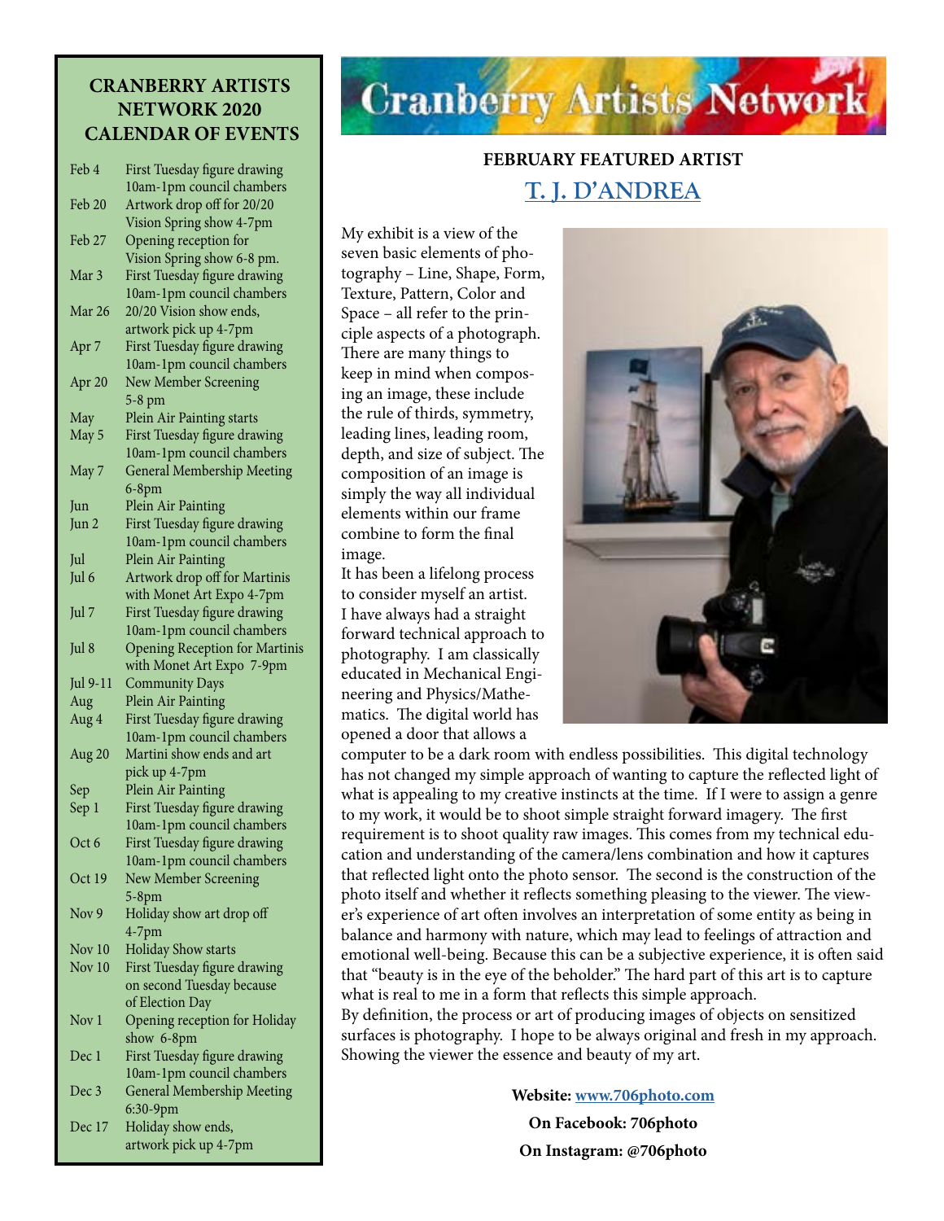# Cranberry Artists Network

## FEBRUARY FEATURED ARTIST

## T. J. D'ANDREA

My exhibit is a view of the seven basic elements of photography – Line, Shape, Form, Texture, Pattern, Color and Space – all refer to the principle aspects of a photograph. There are many things to keep in mind when composing an image, these include the rule of thirds, symmetry, leading lines, leading room, depth, and size of subject. The composition of an image is simply the way all individual elements within our frame combine to form the final image.

It has been a lifelong process to consider myself an artist. I have always had a straight forward technical approach to photography. I am classically educated in Mechanical Engineering and Physics/Mathematics. The digital world has opened a door that allows a computer to be a dark room with endless possibilities. This digital technology has not changed my simple approach of wanting to capture the reflected light of what is appealing to my creative instincts at the time. If I were to assign a genre to my work, it would be to shoot simple straight forward imagery. The first requirement is to shoot quality raw images. This comes from my technical education and understanding of the camera/lens combination and how it captures that reflected light onto the photo sensor. The second is the construction of the photo itself and whether it reflects something pleasing to the viewer. The viewer's experience of art often involves an interpretation of some entity as being in balance and harmony with nature, which may lead to feelings of attraction and emotional well-being. Because this can be a subjective experience, it is often said that "beauty is in the eye of the beholder." The hard part of this art is to capture what is real to me in a form that reflects this simple approach.

By definition, the process or art of producing images of objects on sensitized surfaces is photography. I hope to be always original and fresh in my approach. Showing the viewer the essence and beauty of my art.

**Website: www.706photo.com**

**On Facebook: 706photo**

**On Instagram: @706photo**

## CRANBERRY ARTISTS NETWORK 2020 CALENDAR OF EVENTS

| | |
|---|---|
| Feb 4 | First Tuesday figure drawing 10am-1pm council chambers |
| Feb 20 | Artwork drop off for 20/20 Vision Spring show 4-7pm |
| Feb 27 | Opening reception for Vision Spring show 6-8 pm. |
| Mar 3 | First Tuesday figure drawing 10am-1pm council chambers |
| Mar 26 | 20/20 Vision show ends, artwork pick up 4-7pm |
| Apr 7 | First Tuesday figure drawing 10am-1pm council chambers |
| Apr 20 | New Member Screening 5-8 pm |
| May | Plein Air Painting starts |
| May 5 | First Tuesday figure drawing 10am-1pm council chambers |
| May 7 | General Membership Meeting 6-8pm |
| Jun | Plein Air Painting |
| Jun 2 | First Tuesday figure drawing 10am-1pm council chambers |
| Jul | Plein Air Painting |
| Jul 6 | Artwork drop off for Martinis with Monet Art Expo 4-7pm |
| Jul 7 | First Tuesday figure drawing 10am-1pm council chambers |
| Jul 8 | Opening Reception for Martinis with Monet Art Expo 7-9pm |
| Jul 9-11 | Community Days |
| Aug | Plein Air Painting |
| Aug 4 | First Tuesday figure drawing 10am-1pm council chambers |
| Aug 20 | Martini show ends and art pick up 4-7pm |
| Sep | Plein Air Painting |
| Sep 1 | First Tuesday figure drawing 10am-1pm council chambers |
| Oct 6 | First Tuesday figure drawing 10am-1pm council chambers |
| Oct 19 | New Member Screening 5-8pm |
| Nov 9 | Holiday show art drop off 4-7pm |
| Nov 10 | Holiday Show starts |
| Nov 10 | First Tuesday figure drawing on second Tuesday because of Election Day |
| Nov 1 | Opening reception for Holiday show 6-8pm |
| Dec 1 | First Tuesday figure drawing 10am-1pm council chambers |
| Dec 3 | General Membership Meeting 6:30-9pm |
| Dec 17 | Holiday show ends, artwork pick up 4-7pm |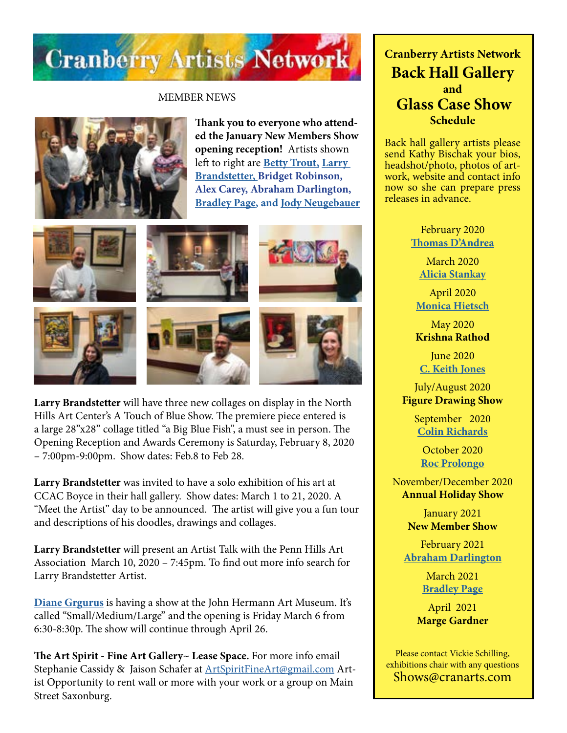# Cranberry Artists Network

## MEMBER NEWS

**Thank you to everyone who attended the January New Members Show opening reception!** Artists shown left to right are **Betty Trout, Larry Brandstetter, Bridget Robinson, Alex Carey, Abraham Darlington, Bradley Page, and Jody Neugebauer**

**Larry Brandstetter** will have three new collages on display in the North Hills Art Center's A Touch of Blue Show. The premiere piece entered is a large 28"x28" collage titled "a Big Blue Fish", a must see in person. The Opening Reception and Awards Ceremony is Saturday, February 8, 2020 – 7:00pm-9:00pm. Show dates: Feb.8 to Feb 28.

**Larry Brandstetter** was invited to have a solo exhibition of his art at CCAC Boyce in their hall gallery. Show dates: March 1 to 21, 2020. A "Meet the Artist" day to be announced. The artist will give you a fun tour and descriptions of his doodles, drawings and collages.

**Larry Brandstetter** will present an Artist Talk with the Penn Hills Art Association March 10, 2020 – 7:45pm. To find out more info search for Larry Brandstetter Artist.

**Diane Grgurus** is having a show at the John Hermann Art Museum. It's called "Small/Medium/Large" and the opening is Friday March 6 from 6:30-8:30p. The show will continue through April 26.

**The Art Spirit - Fine Art Gallery~ Lease Space.** For more info email Stephanie Cassidy & Jaison Schafer at ArtSpiritFineArt@gmail.com Artist Opportunity to rent wall or more with your work or a group on Main Street Saxonburg.

---

### Cranberry Artists Network
## Back Hall Gallery
### and
## Glass Case Show
### Schedule

Back hall gallery artists please send Kathy Bischak your bios, headshot/photo, photos of artwork, website and contact info now so she can prepare press releases in advance.

February 2020
**Thomas D'Andrea**

March 2020
**Alicia Stankay**

April 2020
**Monica Hietsch**

May 2020
**Krishna Rathod**

June 2020
**C. Keith Jones**

July/August 2020
**Figure Drawing Show**

September 2020
**Colin Richards**

October 2020
**Roc Prolongo**

November/December 2020
**Annual Holiday Show**

January 2021
**New Member Show**

February 2021
**Abraham Darlington**

March 2021
**Bradley Page**

April 2021
**Marge Gardner**

Please contact Vickie Schilling, exhibitions chair with any questions
Shows@cranarts.com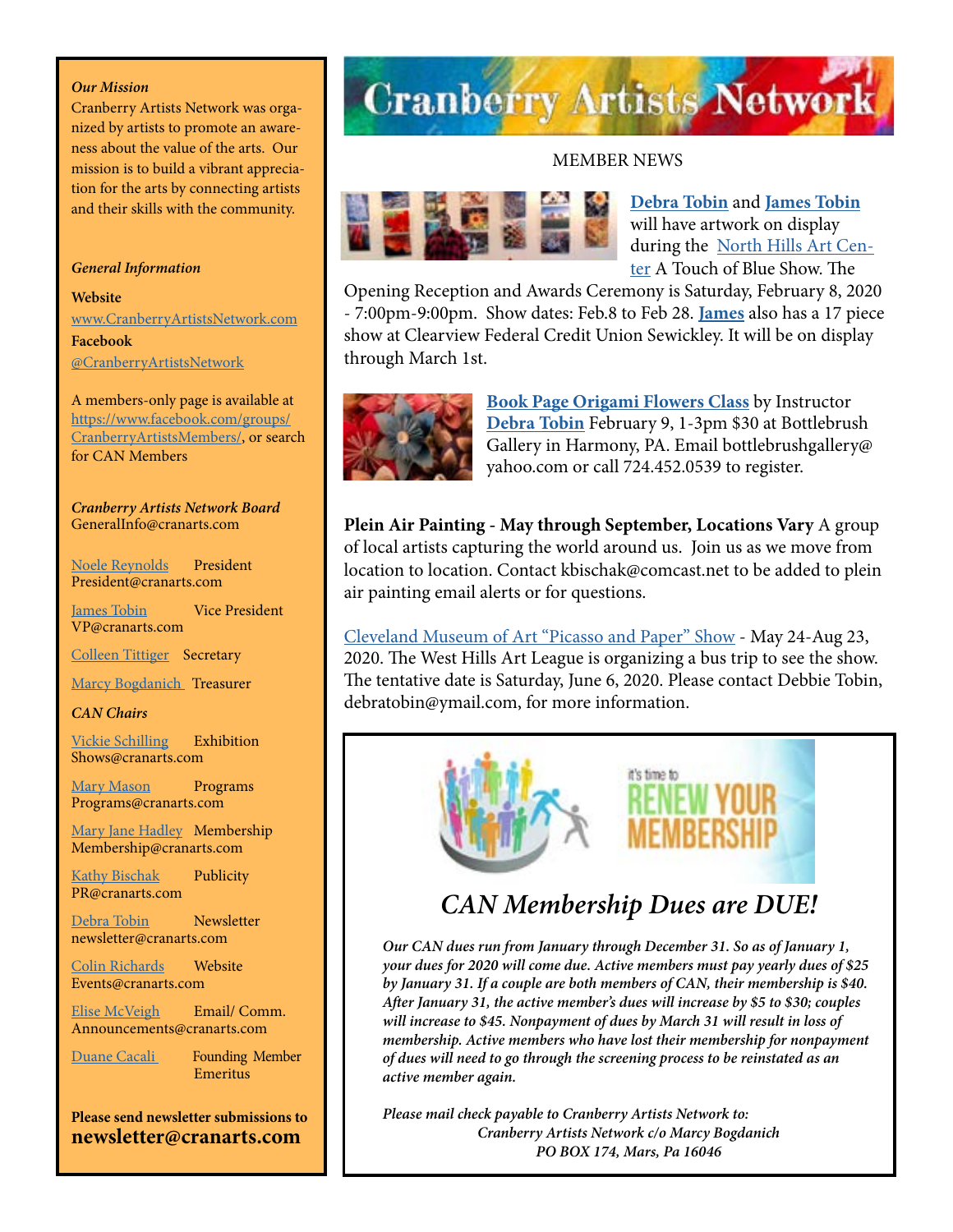# Cranberry Artists Network

## MEMBER NEWS

**Debra Tobin** and **James Tobin** will have artwork on display during the North Hills Art Center A Touch of Blue Show. The Opening Reception and Awards Ceremony is Saturday, February 8, 2020 - 7:00pm-9:00pm. Show dates: Feb.8 to Feb 28. **James** also has a 17 piece show at Clearview Federal Credit Union Sewickley. It will be on display through March 1st.

**Book Page Origami Flowers Class** by Instructor **Debra Tobin** February 9, 1-3pm $30 at Bottlebrush Gallery in Harmony, PA. Email bottlebrushgallery@yahoo.com or call 724.452.0539 to register.

**Plein Air Painting - May through September, Locations Vary** A group of local artists capturing the world around us. Join us as we move from location to location. Contact kbischak@comcast.net to be added to plein air painting email alerts or for questions.

Cleveland Museum of Art "Picasso and Paper" Show - May 24-Aug 23, 2020. The West Hills Art League is organizing a bus trip to see the show. The tentative date is Saturday, June 6, 2020. Please contact Debbie Tobin, debratobin@ymail.com, for more information.

It's time to RENEW YOUR MEMBERSHIP

## *CAN Membership Dues are DUE!*

***Our CAN dues run from January through December 31. So as of January 1, your dues for 2020 will come due. Active members must pay yearly dues of $25 by January 31. If a couple are both members of CAN, their membership is $40. After January 31, the active member's dues will increase by $5 to $30; couples will increase to $45. Nonpayment of dues by March 31 will result in loss of membership. Active members who have lost their membership for nonpayment of dues will need to go through the screening process to be reinstated as an active member again.***

***Please mail check payable to Cranberry Artists Network to:***
***Cranberry Artists Network c/o Marcy Bogdanich***
***PO BOX 174, Mars, Pa 16046***

---

***Our Mission***

Cranberry Artists Network was organized by artists to promote an awareness about the value of the arts. Our mission is to build a vibrant appreciation for the arts by connecting artists and their skills with the community.

***General Information***

**Website**
www.CranberryArtistsNetwork.com

**Facebook**
@CranberryArtistsNetwork

A members-only page is available at https://www.facebook.com/groups/CranberryArtistsMembers/, or search for CAN Members

***Cranberry Artists Network Board***
GeneralInfo@cranarts.com

Noele Reynolds — President
President@cranarts.com

James Tobin — Vice President
VP@cranarts.com

Colleen Tittiger — Secretary

Marcy Bogdanich — Treasurer

***CAN Chairs***

Vickie Schilling — Exhibition
Shows@cranarts.com

Mary Mason — Programs
Programs@cranarts.com

Mary Jane Hadley — Membership
Membership@cranarts.com

Kathy Bischak — Publicity
PR@cranarts.com

Debra Tobin — Newsletter
newsletter@cranarts.com

Colin Richards — Website
Events@cranarts.com

Elise McVeigh — Email/ Comm.
Announcements@cranarts.com

Duane Cacali — Founding Member Emeritus

**Please send newsletter submissions to**
**newsletter@cranarts.com**